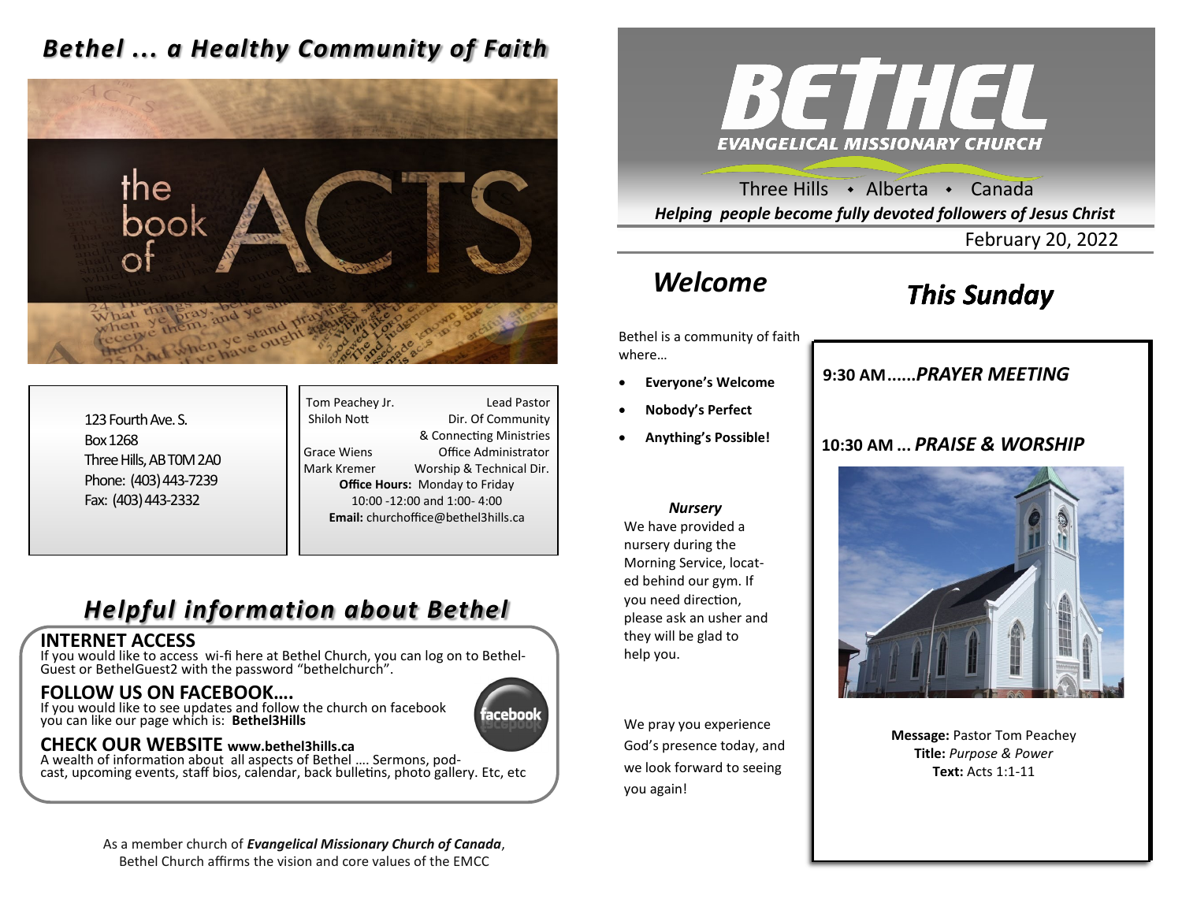# *Bethel ... a Healthy Community of Faith*

123 Fourth Ave. S.
Box 1268
Three Hills, AB T0M 2A0
Phone: (403) 443-7239
Fax: (403) 443-2332

| | |
|---|---|
| Tom Peachey Jr. | Lead Pastor |
| Shiloh Nott | Dir. Of Community & Connecting Ministries |
| Grace Wiens | Office Administrator |
| Mark Kremer | Worship & Technical Dir. |

**Office Hours:** Monday to Friday
10:00 -12:00 and 1:00- 4:00
**Email:** churchoffice@bethel3hills.ca

## *Helpful information about Bethel*

### INTERNET ACCESS

If you would like to access wi-fi here at Bethel Church, you can log on to Bethel-Guest or BethelGuest2 with the password "bethelchurch".

### FOLLOW US ON FACEBOOK….

If you would like to see updates and follow the church on facebook you can like our page which is: **Bethel3Hills**

### CHECK OUR WEBSITE www.bethel3hills.ca

A wealth of information about all aspects of Bethel …. Sermons, pod-cast, upcoming events, staff bios, calendar, back bulletins, photo gallery. Etc, etc

As a member church of ***Evangelical Missionary Church of Canada***, Bethel Church affirms the vision and core values of the EMCC

# BETHEL
## EVANGELICAL MISSIONARY CHURCH

Three Hills • Alberta • Canada

***Helping people become fully devoted followers of Jesus Christ***

February 20, 2022

## *Welcome*

Bethel is a community of faith where…

- **Everyone's Welcome**
- **Nobody's Perfect**
- **Anything's Possible!**

***Nursery***

We have provided a nursery during the Morning Service, located behind our gym. If you need direction, please ask an usher and they will be glad to help you.

We pray you experience God's presence today, and we look forward to seeing you again!

## *This Sunday*

**9:30 AM......*PRAYER MEETING***

**10:30 AM ... *PRAISE & WORSHIP***

**Message:** Pastor Tom Peachey
**Title:** *Purpose & Power*
**Text:** Acts 1:1-11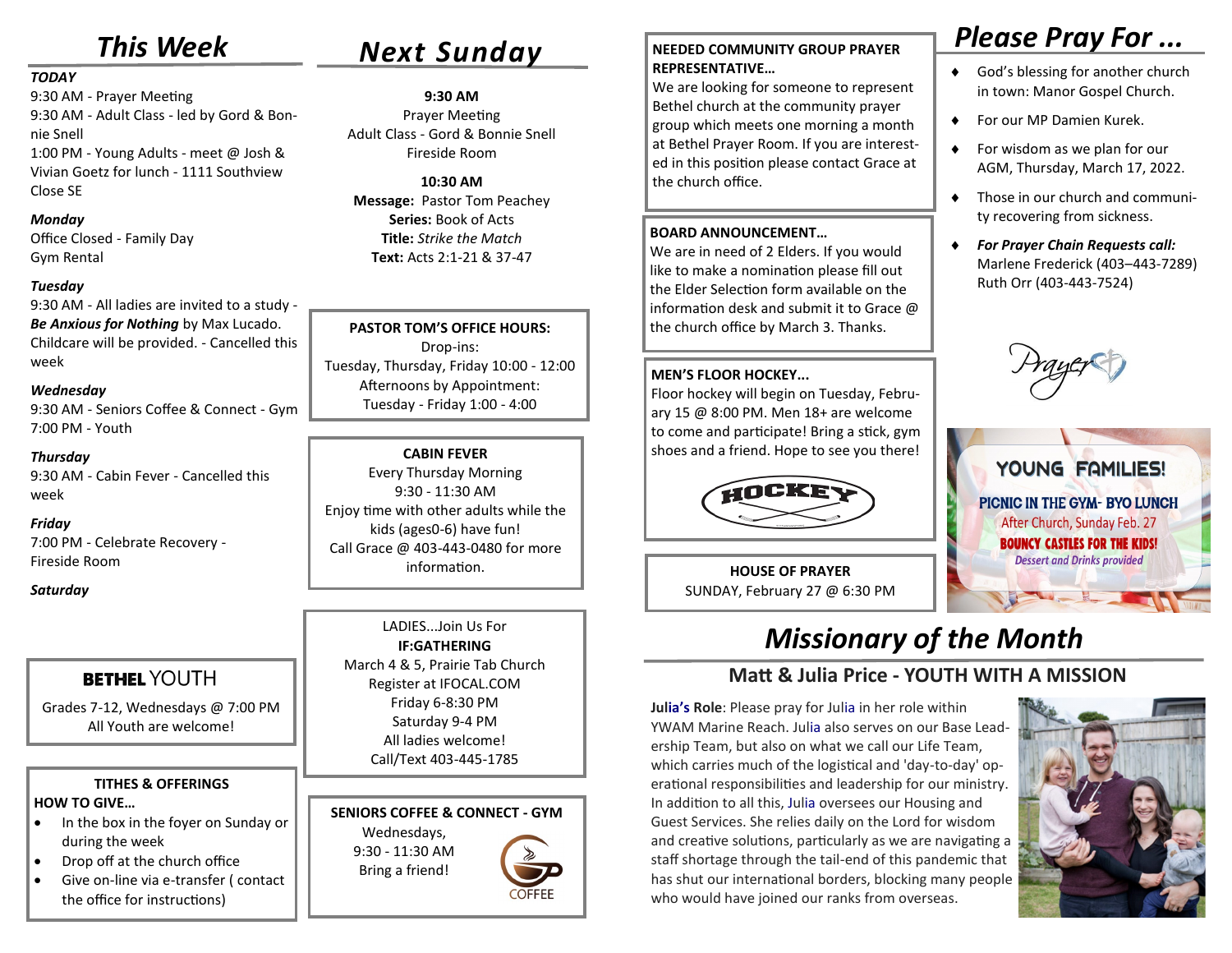# This Week

***TODAY***

9:30 AM - Prayer Meeting
9:30 AM - Adult Class - led by Gord & Bonnie Snell
1:00 PM - Young Adults - meet @ Josh & Vivian Goetz for lunch - 1111 Southview Close SE

***Monday***

Office Closed - Family Day
Gym Rental

***Tuesday***

9:30 AM - All ladies are invited to a study - ***Be Anxious for Nothing*** by Max Lucado. Childcare will be provided. - Cancelled this week

***Wednesday***

9:30 AM - Seniors Coffee & Connect - Gym
7:00 PM - Youth

***Thursday***

9:30 AM - Cabin Fever - Cancelled this week

***Friday***

7:00 PM - Celebrate Recovery - Fireside Room

***Saturday***

**BETHEL** YOUTH

Grades 7-12, Wednesdays @ 7:00 PM
All Youth are welcome!

**TITHES & OFFERINGS**

**HOW TO GIVE…**

- In the box in the foyer on Sunday or during the week
- Drop off at the church office
- Give on-line via e-transfer ( contact the office for instructions)

# Next Sunday

**9:30 AM**
Prayer Meeting
Adult Class - Gord & Bonnie Snell
Fireside Room

**10:30 AM**
**Message:** Pastor Tom Peachey
**Series:** Book of Acts
**Title:** *Strike the Match*
**Text:** Acts 2:1-21 & 37-47

**PASTOR TOM'S OFFICE HOURS:**
Drop-ins:
Tuesday, Thursday, Friday 10:00 - 12:00
Afternoons by Appointment:
Tuesday - Friday 1:00 - 4:00

**CABIN FEVER**
Every Thursday Morning
9:30 - 11:30 AM
Enjoy time with other adults while the kids (ages0-6) have fun!
Call Grace @ 403-443-0480 for more information.

LADIES...Join Us For
**IF:GATHERING**
March 4 & 5, Prairie Tab Church
Register at IFOCAL.COM
Friday 6-8:30 PM
Saturday 9-4 PM
All ladies welcome!
Call/Text 403-445-1785

**SENIORS COFFEE & CONNECT - GYM**
Wednesdays,
9:30 - 11:30 AM
Bring a friend!

COFFEE

**NEEDED COMMUNITY GROUP PRAYER REPRESENTATIVE…**

We are looking for someone to represent Bethel church at the community prayer group which meets one morning a month at Bethel Prayer Room. If you are interested in this position please contact Grace at the church office.

**BOARD ANNOUNCEMENT…**

We are in need of 2 Elders. If you would like to make a nomination please fill out the Elder Selection form available on the information desk and submit it to Grace @ the church office by March 3. Thanks.

**MEN'S FLOOR HOCKEY...**

Floor hockey will begin on Tuesday, February 15 @ 8:00 PM. Men 18+ are welcome to come and participate! Bring a stick, gym shoes and a friend. Hope to see you there!

HOCKEY

**HOUSE OF PRAYER**
SUNDAY, February 27 @ 6:30 PM

# Please Pray For ...

- God's blessing for another church in town: Manor Gospel Church.
- For our MP Damien Kurek.
- For wisdom as we plan for our AGM, Thursday, March 17, 2022.
- Those in our church and community recovering from sickness.
- ***For Prayer Chain Requests call:*** Marlene Frederick (403–443-7289) Ruth Orr (403-443-7524)

Prayer

**YOUNG FAMILIES!**
**PICNIC IN THE GYM- BYO LUNCH**
After Church, Sunday Feb. 27
**BOUNCY CASTLES FOR THE KIDS!**
*Dessert and Drinks provided*

# Missionary of the Month

## Matt & Julia Price - YOUTH WITH A MISSION

**Julia's Role**: Please pray for Julia in her role within YWAM Marine Reach. Julia also serves on our Base Leadership Team, but also on what we call our Life Team, which carries much of the logistical and 'day-to-day' operational responsibilities and leadership for our ministry. In addition to all this, Julia oversees our Housing and Guest Services. She relies daily on the Lord for wisdom and creative solutions, particularly as we are navigating a staff shortage through the tail-end of this pandemic that has shut our international borders, blocking many people who would have joined our ranks from overseas.